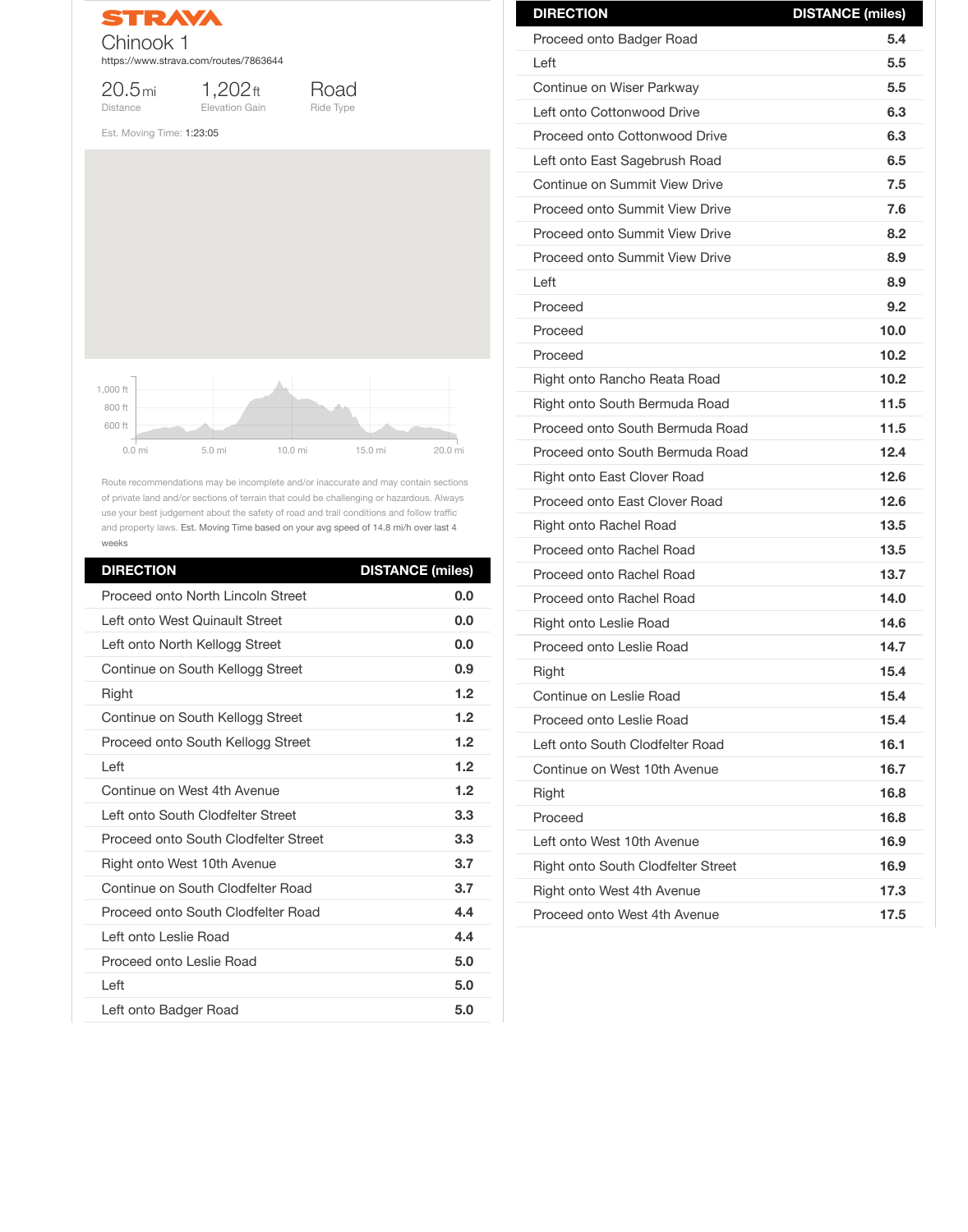STRAVA

# Chinook 1

https://www.strava.com/routes/7863644

20.5 mi
Distance

1,202 ft
Elevation Gain

Road
Ride Type

Est. Moving Time: 1:23:05

Route recommendations may be incomplete and/or inaccurate and may contain sections of private land and/or sections of terrain that could be challenging or hazardous. Always use your best judgement about the safety of road and trail conditions and follow traffic and property laws. Est. Moving Time based on your avg speed of 14.8 mi/h over last 4 weeks

| DIRECTION | DISTANCE (miles) |
|---|---|
| Proceed onto North Lincoln Street | 0.0 |
| Left onto West Quinault Street | 0.0 |
| Left onto North Kellogg Street | 0.0 |
| Continue on South Kellogg Street | 0.9 |
| Right | 1.2 |
| Continue on South Kellogg Street | 1.2 |
| Proceed onto South Kellogg Street | 1.2 |
| Left | 1.2 |
| Continue on West 4th Avenue | 1.2 |
| Left onto South Clodfelter Street | 3.3 |
| Proceed onto South Clodfelter Street | 3.3 |
| Right onto West 10th Avenue | 3.7 |
| Continue on South Clodfelter Road | 3.7 |
| Proceed onto South Clodfelter Road | 4.4 |
| Left onto Leslie Road | 4.4 |
| Proceed onto Leslie Road | 5.0 |
| Left | 5.0 |
| Left onto Badger Road | 5.0 |
| Proceed onto Badger Road | 5.4 |
| Left | 5.5 |
| Continue on Wiser Parkway | 5.5 |
| Left onto Cottonwood Drive | 6.3 |
| Proceed onto Cottonwood Drive | 6.3 |
| Left onto East Sagebrush Road | 6.5 |
| Continue on Summit View Drive | 7.5 |
| Proceed onto Summit View Drive | 7.6 |
| Proceed onto Summit View Drive | 8.2 |
| Proceed onto Summit View Drive | 8.9 |
| Left | 8.9 |
| Proceed | 9.2 |
| Proceed | 10.0 |
| Proceed | 10.2 |
| Right onto Rancho Reata Road | 10.2 |
| Right onto South Bermuda Road | 11.5 |
| Proceed onto South Bermuda Road | 11.5 |
| Proceed onto South Bermuda Road | 12.4 |
| Right onto East Clover Road | 12.6 |
| Proceed onto East Clover Road | 12.6 |
| Right onto Rachel Road | 13.5 |
| Proceed onto Rachel Road | 13.5 |
| Proceed onto Rachel Road | 13.7 |
| Proceed onto Rachel Road | 14.0 |
| Right onto Leslie Road | 14.6 |
| Proceed onto Leslie Road | 14.7 |
| Right | 15.4 |
| Continue on Leslie Road | 15.4 |
| Proceed onto Leslie Road | 15.4 |
| Left onto South Clodfelter Road | 16.1 |
| Continue on West 10th Avenue | 16.7 |
| Right | 16.8 |
| Proceed | 16.8 |
| Left onto West 10th Avenue | 16.9 |
| Right onto South Clodfelter Street | 16.9 |
| Right onto West 4th Avenue | 17.3 |
| Proceed onto West 4th Avenue | 17.5 |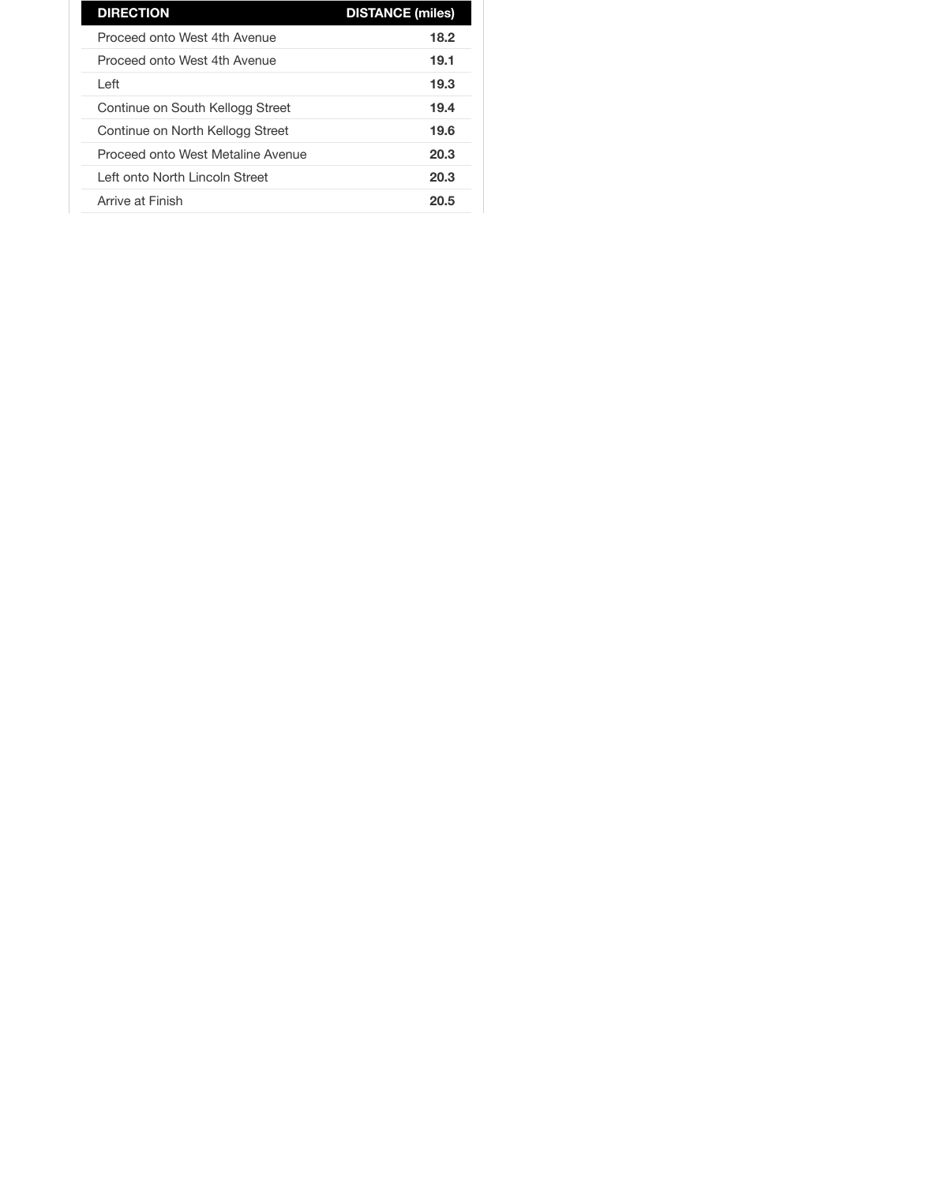| DIRECTION | DISTANCE (miles) |
| --- | --- |
| Proceed onto West 4th Avenue | **18.2** |
| Proceed onto West 4th Avenue | **19.1** |
| Left | **19.3** |
| Continue on South Kellogg Street | **19.4** |
| Continue on North Kellogg Street | **19.6** |
| Proceed onto West Metaline Avenue | **20.3** |
| Left onto North Lincoln Street | **20.3** |
| Arrive at Finish | **20.5** |